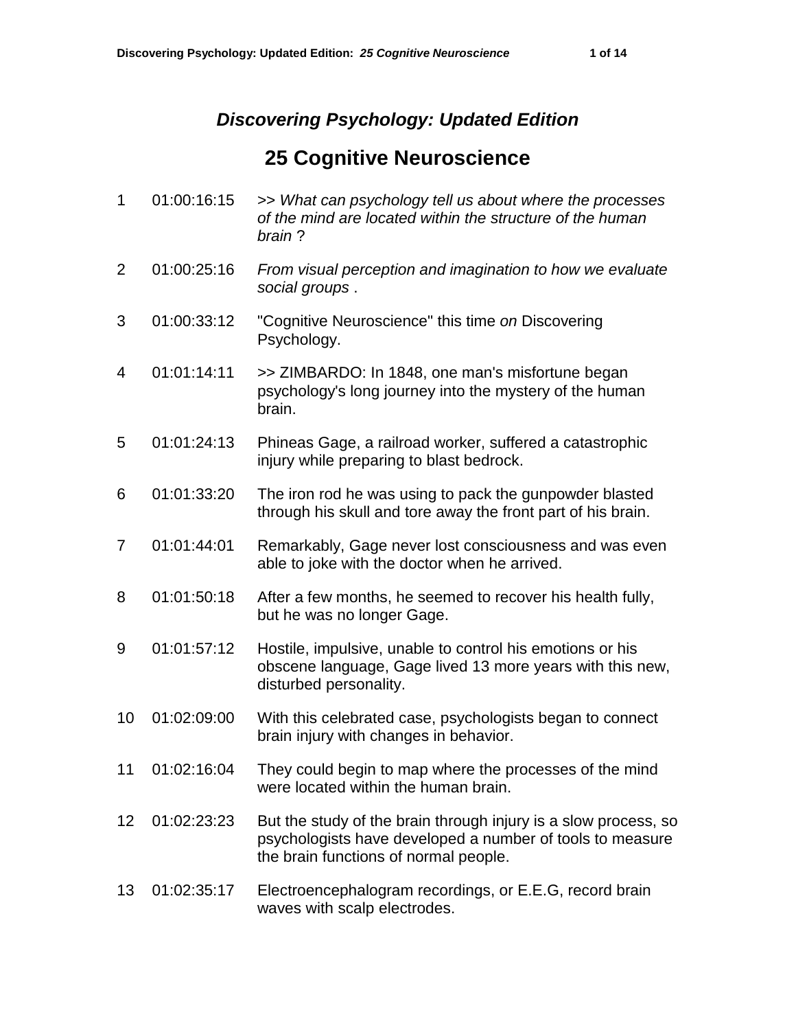# *Discovering Psychology: Updated Edition*

## 25 Cognitive Neuroscience

| | | |
|---|---|---|
| 1 | 01:00:16:15 | >> *What can psychology tell us about where the processes of the mind are located within the structure of the human brain* ? |
| 2 | 01:00:25:16 | *From visual perception and imagination to how we evaluate social groups* . |
| 3 | 01:00:33:12 | "Cognitive Neuroscience" this time *on* Discovering Psychology. |
| 4 | 01:01:14:11 | >> ZIMBARDO: In 1848, one man's misfortune began psychology's long journey into the mystery of the human brain. |
| 5 | 01:01:24:13 | Phineas Gage, a railroad worker, suffered a catastrophic injury while preparing to blast bedrock. |
| 6 | 01:01:33:20 | The iron rod he was using to pack the gunpowder blasted through his skull and tore away the front part of his brain. |
| 7 | 01:01:44:01 | Remarkably, Gage never lost consciousness and was even able to joke with the doctor when he arrived. |
| 8 | 01:01:50:18 | After a few months, he seemed to recover his health fully, but he was no longer Gage. |
| 9 | 01:01:57:12 | Hostile, impulsive, unable to control his emotions or his obscene language, Gage lived 13 more years with this new, disturbed personality. |
| 10 | 01:02:09:00 | With this celebrated case, psychologists began to connect brain injury with changes in behavior. |
| 11 | 01:02:16:04 | They could begin to map where the processes of the mind were located within the human brain. |
| 12 | 01:02:23:23 | But the study of the brain through injury is a slow process, so psychologists have developed a number of tools to measure the brain functions of normal people. |
| 13 | 01:02:35:17 | Electroencephalogram recordings, or E.E.G, record brain waves with scalp electrodes. |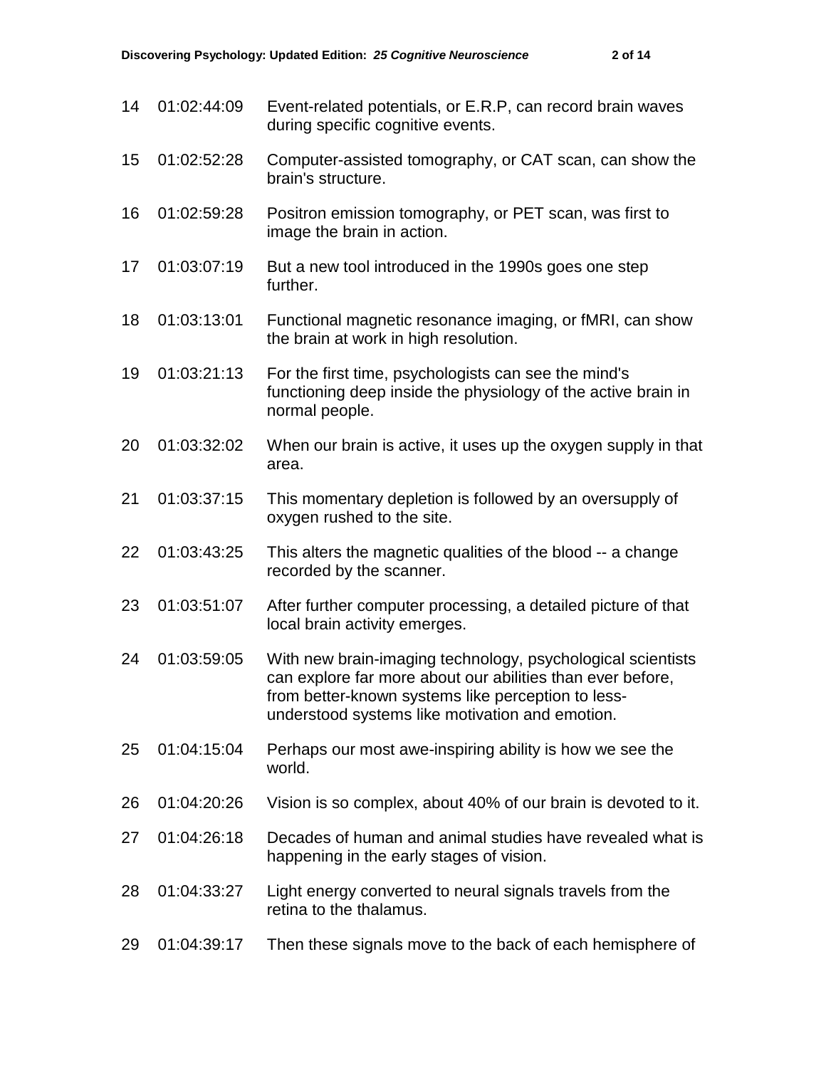| | | |
|---|---|---|
| 14 | 01:02:44:09 | Event-related potentials, or E.R.P, can record brain waves during specific cognitive events. |
| 15 | 01:02:52:28 | Computer-assisted tomography, or CAT scan, can show the brain's structure. |
| 16 | 01:02:59:28 | Positron emission tomography, or PET scan, was first to image the brain in action. |
| 17 | 01:03:07:19 | But a new tool introduced in the 1990s goes one step further. |
| 18 | 01:03:13:01 | Functional magnetic resonance imaging, or fMRI, can show the brain at work in high resolution. |
| 19 | 01:03:21:13 | For the first time, psychologists can see the mind's functioning deep inside the physiology of the active brain in normal people. |
| 20 | 01:03:32:02 | When our brain is active, it uses up the oxygen supply in that area. |
| 21 | 01:03:37:15 | This momentary depletion is followed by an oversupply of oxygen rushed to the site. |
| 22 | 01:03:43:25 | This alters the magnetic qualities of the blood -- a change recorded by the scanner. |
| 23 | 01:03:51:07 | After further computer processing, a detailed picture of that local brain activity emerges. |
| 24 | 01:03:59:05 | With new brain-imaging technology, psychological scientists can explore far more about our abilities than ever before, from better-known systems like perception to less-understood systems like motivation and emotion. |
| 25 | 01:04:15:04 | Perhaps our most awe-inspiring ability is how we see the world. |
| 26 | 01:04:20:26 | Vision is so complex, about 40% of our brain is devoted to it. |
| 27 | 01:04:26:18 | Decades of human and animal studies have revealed what is happening in the early stages of vision. |
| 28 | 01:04:33:27 | Light energy converted to neural signals travels from the retina to the thalamus. |
| 29 | 01:04:39:17 | Then these signals move to the back of each hemisphere of |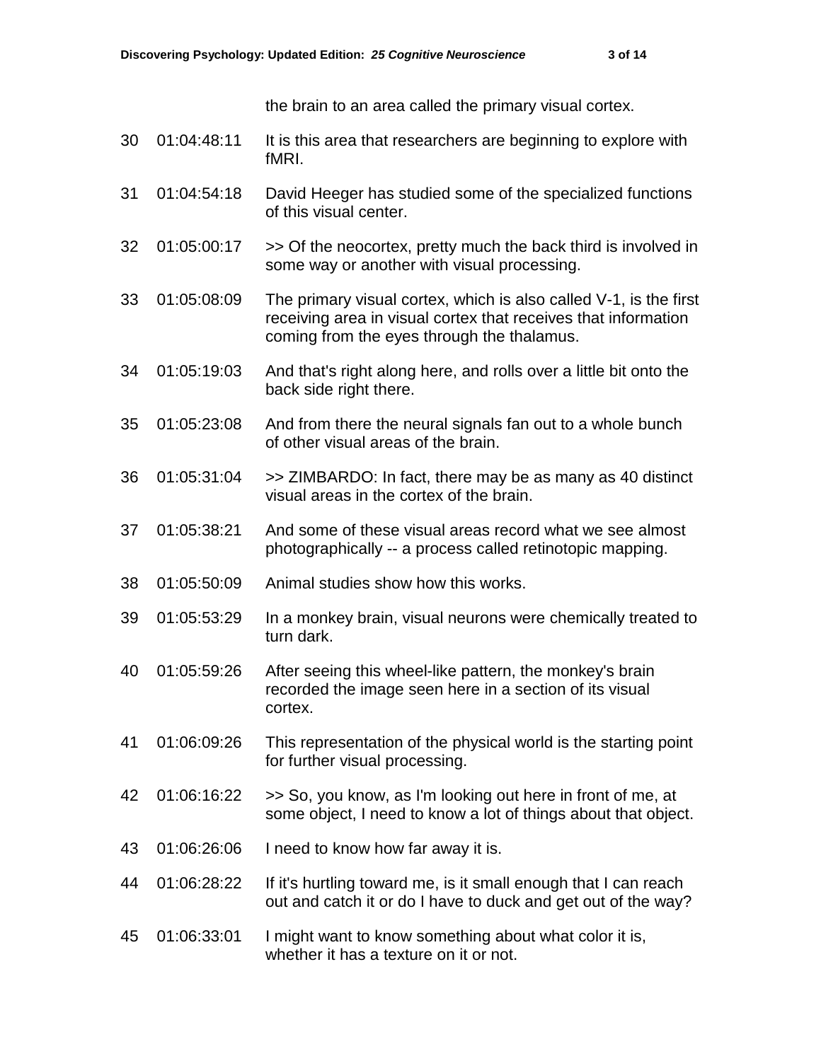| | | |
|---|---|---|
| | | the brain to an area called the primary visual cortex. |
| 30 | 01:04:48:11 | It is this area that researchers are beginning to explore with fMRI. |
| 31 | 01:04:54:18 | David Heeger has studied some of the specialized functions of this visual center. |
| 32 | 01:05:00:17 | >> Of the neocortex, pretty much the back third is involved in some way or another with visual processing. |
| 33 | 01:05:08:09 | The primary visual cortex, which is also called V-1, is the first receiving area in visual cortex that receives that information coming from the eyes through the thalamus. |
| 34 | 01:05:19:03 | And that's right along here, and rolls over a little bit onto the back side right there. |
| 35 | 01:05:23:08 | And from there the neural signals fan out to a whole bunch of other visual areas of the brain. |
| 36 | 01:05:31:04 | >> ZIMBARDO: In fact, there may be as many as 40 distinct visual areas in the cortex of the brain. |
| 37 | 01:05:38:21 | And some of these visual areas record what we see almost photographically -- a process called retinotopic mapping. |
| 38 | 01:05:50:09 | Animal studies show how this works. |
| 39 | 01:05:53:29 | In a monkey brain, visual neurons were chemically treated to turn dark. |
| 40 | 01:05:59:26 | After seeing this wheel-like pattern, the monkey's brain recorded the image seen here in a section of its visual cortex. |
| 41 | 01:06:09:26 | This representation of the physical world is the starting point for further visual processing. |
| 42 | 01:06:16:22 | >> So, you know, as I'm looking out here in front of me, at some object, I need to know a lot of things about that object. |
| 43 | 01:06:26:06 | I need to know how far away it is. |
| 44 | 01:06:28:22 | If it's hurtling toward me, is it small enough that I can reach out and catch it or do I have to duck and get out of the way? |
| 45 | 01:06:33:01 | I might want to know something about what color it is, whether it has a texture on it or not. |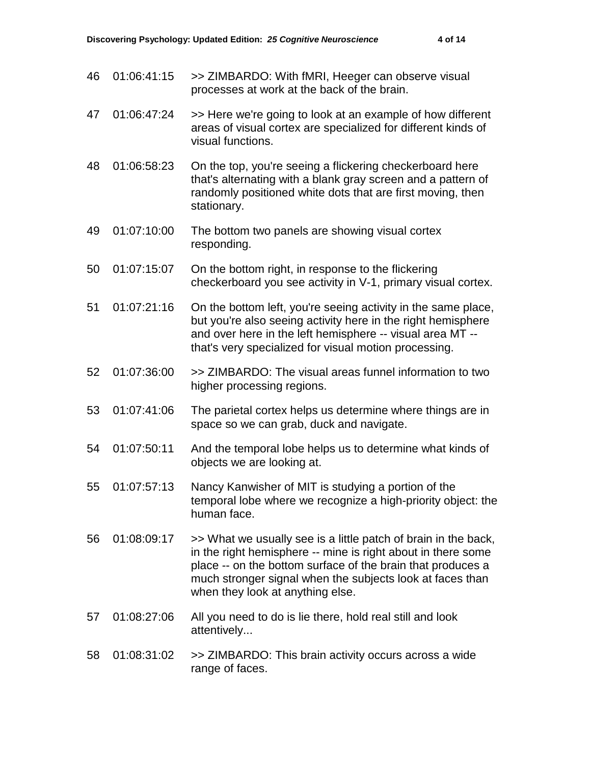| | | |
|---|---|---|
| 46 | 01:06:41:15 | >> ZIMBARDO: With fMRI, Heeger can observe visual processes at work at the back of the brain. |
| 47 | 01:06:47:24 | >> Here we're going to look at an example of how different areas of visual cortex are specialized for different kinds of visual functions. |
| 48 | 01:06:58:23 | On the top, you're seeing a flickering checkerboard here that's alternating with a blank gray screen and a pattern of randomly positioned white dots that are first moving, then stationary. |
| 49 | 01:07:10:00 | The bottom two panels are showing visual cortex responding. |
| 50 | 01:07:15:07 | On the bottom right, in response to the flickering checkerboard you see activity in V-1, primary visual cortex. |
| 51 | 01:07:21:16 | On the bottom left, you're seeing activity in the same place, but you're also seeing activity here in the right hemisphere and over here in the left hemisphere -- visual area MT -- that's very specialized for visual motion processing. |
| 52 | 01:07:36:00 | >> ZIMBARDO: The visual areas funnel information to two higher processing regions. |
| 53 | 01:07:41:06 | The parietal cortex helps us determine where things are in space so we can grab, duck and navigate. |
| 54 | 01:07:50:11 | And the temporal lobe helps us to determine what kinds of objects we are looking at. |
| 55 | 01:07:57:13 | Nancy Kanwisher of MIT is studying a portion of the temporal lobe where we recognize a high-priority object: the human face. |
| 56 | 01:08:09:17 | >> What we usually see is a little patch of brain in the back, in the right hemisphere -- mine is right about in there some place -- on the bottom surface of the brain that produces a much stronger signal when the subjects look at faces than when they look at anything else. |
| 57 | 01:08:27:06 | All you need to do is lie there, hold real still and look attentively... |
| 58 | 01:08:31:02 | >> ZIMBARDO: This brain activity occurs across a wide range of faces. |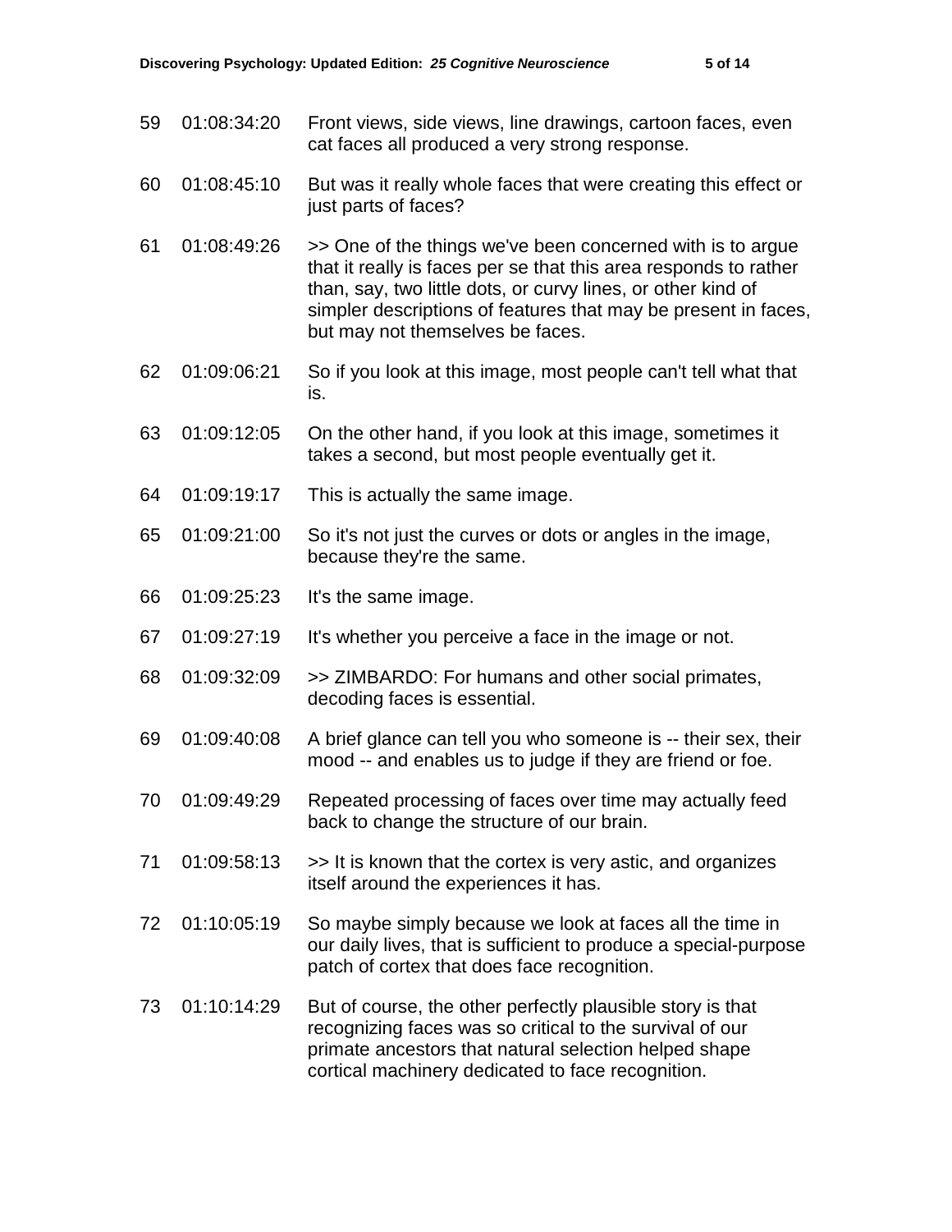| | | |
|---|---|---|
| 59 | 01:08:34:20 | Front views, side views, line drawings, cartoon faces, even cat faces all produced a very strong response. |
| 60 | 01:08:45:10 | But was it really whole faces that were creating this effect or just parts of faces? |
| 61 | 01:08:49:26 | >> One of the things we've been concerned with is to argue that it really is faces per se that this area responds to rather than, say, two little dots, or curvy lines, or other kind of simpler descriptions of features that may be present in faces, but may not themselves be faces. |
| 62 | 01:09:06:21 | So if you look at this image, most people can't tell what that is. |
| 63 | 01:09:12:05 | On the other hand, if you look at this image, sometimes it takes a second, but most people eventually get it. |
| 64 | 01:09:19:17 | This is actually the same image. |
| 65 | 01:09:21:00 | So it's not just the curves or dots or angles in the image, because they're the same. |
| 66 | 01:09:25:23 | It's the same image. |
| 67 | 01:09:27:19 | It's whether you perceive a face in the image or not. |
| 68 | 01:09:32:09 | >> ZIMBARDO: For humans and other social primates, decoding faces is essential. |
| 69 | 01:09:40:08 | A brief glance can tell you who someone is -- their sex, their mood -- and enables us to judge if they are friend or foe. |
| 70 | 01:09:49:29 | Repeated processing of faces over time may actually feed back to change the structure of our brain. |
| 71 | 01:09:58:13 | >> It is known that the cortex is very astic, and organizes itself around the experiences it has. |
| 72 | 01:10:05:19 | So maybe simply because we look at faces all the time in our daily lives, that is sufficient to produce a special-purpose patch of cortex that does face recognition. |
| 73 | 01:10:14:29 | But of course, the other perfectly plausible story is that recognizing faces was so critical to the survival of our primate ancestors that natural selection helped shape cortical machinery dedicated to face recognition. |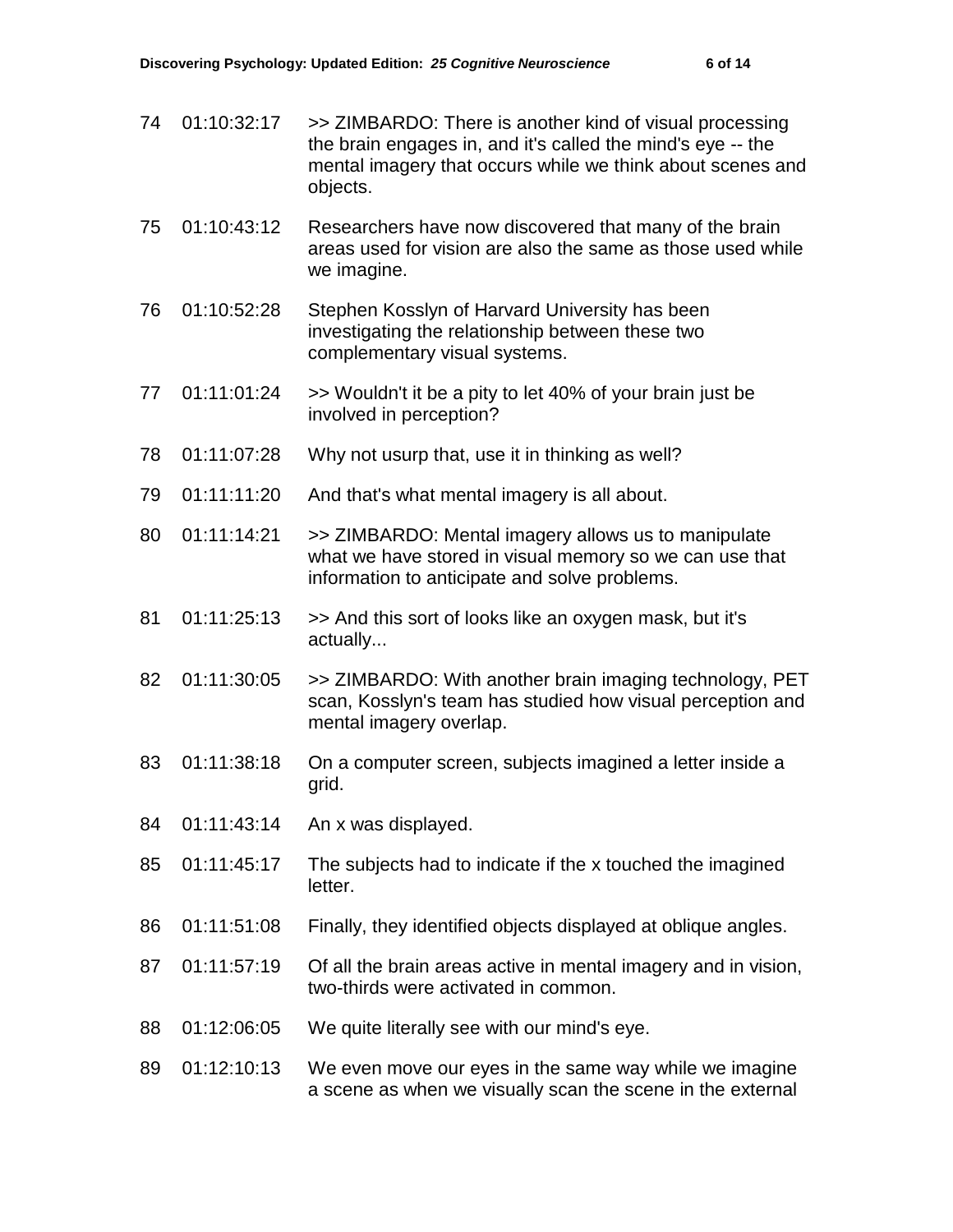| | | |
|---|---|---|
| 74 | 01:10:32:17 | >> ZIMBARDO: There is another kind of visual processing the brain engages in, and it's called the mind's eye -- the mental imagery that occurs while we think about scenes and objects. |
| 75 | 01:10:43:12 | Researchers have now discovered that many of the brain areas used for vision are also the same as those used while we imagine. |
| 76 | 01:10:52:28 | Stephen Kosslyn of Harvard University has been investigating the relationship between these two complementary visual systems. |
| 77 | 01:11:01:24 | >> Wouldn't it be a pity to let 40% of your brain just be involved in perception? |
| 78 | 01:11:07:28 | Why not usurp that, use it in thinking as well? |
| 79 | 01:11:11:20 | And that's what mental imagery is all about. |
| 80 | 01:11:14:21 | >> ZIMBARDO: Mental imagery allows us to manipulate what we have stored in visual memory so we can use that information to anticipate and solve problems. |
| 81 | 01:11:25:13 | >> And this sort of looks like an oxygen mask, but it's actually... |
| 82 | 01:11:30:05 | >> ZIMBARDO: With another brain imaging technology, PET scan, Kosslyn's team has studied how visual perception and mental imagery overlap. |
| 83 | 01:11:38:18 | On a computer screen, subjects imagined a letter inside a grid. |
| 84 | 01:11:43:14 | An x was displayed. |
| 85 | 01:11:45:17 | The subjects had to indicate if the x touched the imagined letter. |
| 86 | 01:11:51:08 | Finally, they identified objects displayed at oblique angles. |
| 87 | 01:11:57:19 | Of all the brain areas active in mental imagery and in vision, two-thirds were activated in common. |
| 88 | 01:12:06:05 | We quite literally see with our mind's eye. |
| 89 | 01:12:10:13 | We even move our eyes in the same way while we imagine a scene as when we visually scan the scene in the external |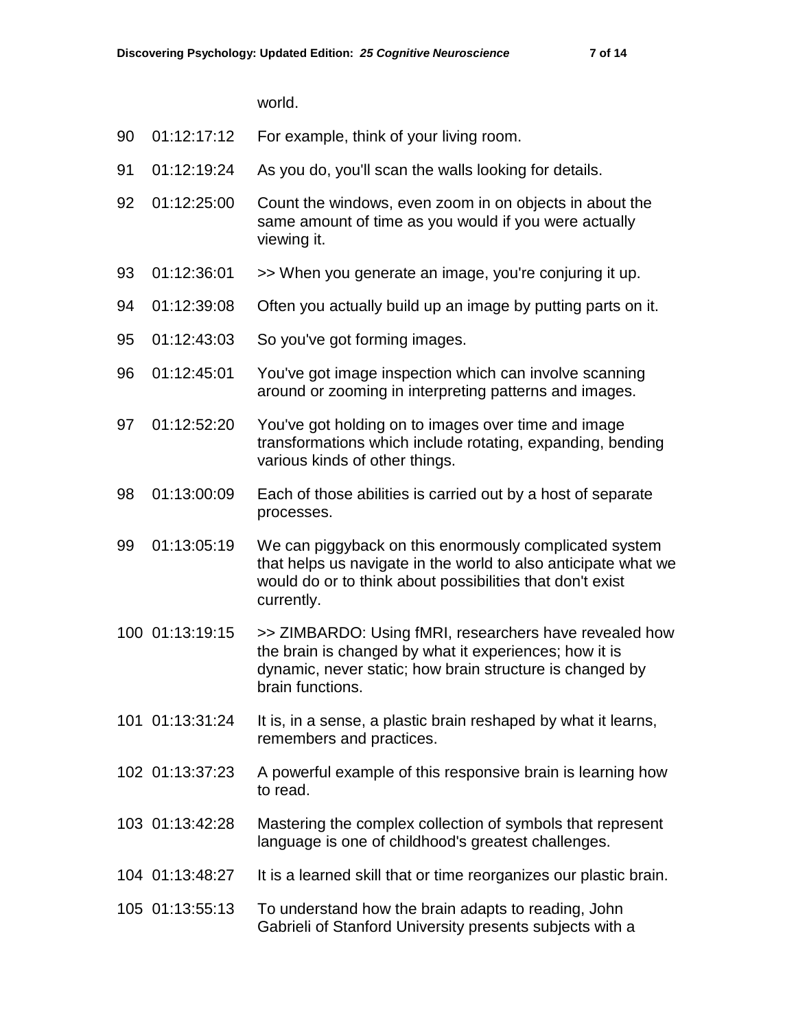| | | world. |
|---|---|---|
| 90 | 01:12:17:12 | For example, think of your living room. |
| 91 | 01:12:19:24 | As you do, you'll scan the walls looking for details. |
| 92 | 01:12:25:00 | Count the windows, even zoom in on objects in about the same amount of time as you would if you were actually viewing it. |
| 93 | 01:12:36:01 | >> When you generate an image, you're conjuring it up. |
| 94 | 01:12:39:08 | Often you actually build up an image by putting parts on it. |
| 95 | 01:12:43:03 | So you've got forming images. |
| 96 | 01:12:45:01 | You've got image inspection which can involve scanning around or zooming in interpreting patterns and images. |
| 97 | 01:12:52:20 | You've got holding on to images over time and image transformations which include rotating, expanding, bending various kinds of other things. |
| 98 | 01:13:00:09 | Each of those abilities is carried out by a host of separate processes. |
| 99 | 01:13:05:19 | We can piggyback on this enormously complicated system that helps us navigate in the world to also anticipate what we would do or to think about possibilities that don't exist currently. |
| 100 | 01:13:19:15 | >> ZIMBARDO: Using fMRI, researchers have revealed how the brain is changed by what it experiences; how it is dynamic, never static; how brain structure is changed by brain functions. |
| 101 | 01:13:31:24 | It is, in a sense, a plastic brain reshaped by what it learns, remembers and practices. |
| 102 | 01:13:37:23 | A powerful example of this responsive brain is learning how to read. |
| 103 | 01:13:42:28 | Mastering the complex collection of symbols that represent language is one of childhood's greatest challenges. |
| 104 | 01:13:48:27 | It is a learned skill that or time reorganizes our plastic brain. |
| 105 | 01:13:55:13 | To understand how the brain adapts to reading, John Gabrieli of Stanford University presents subjects with a |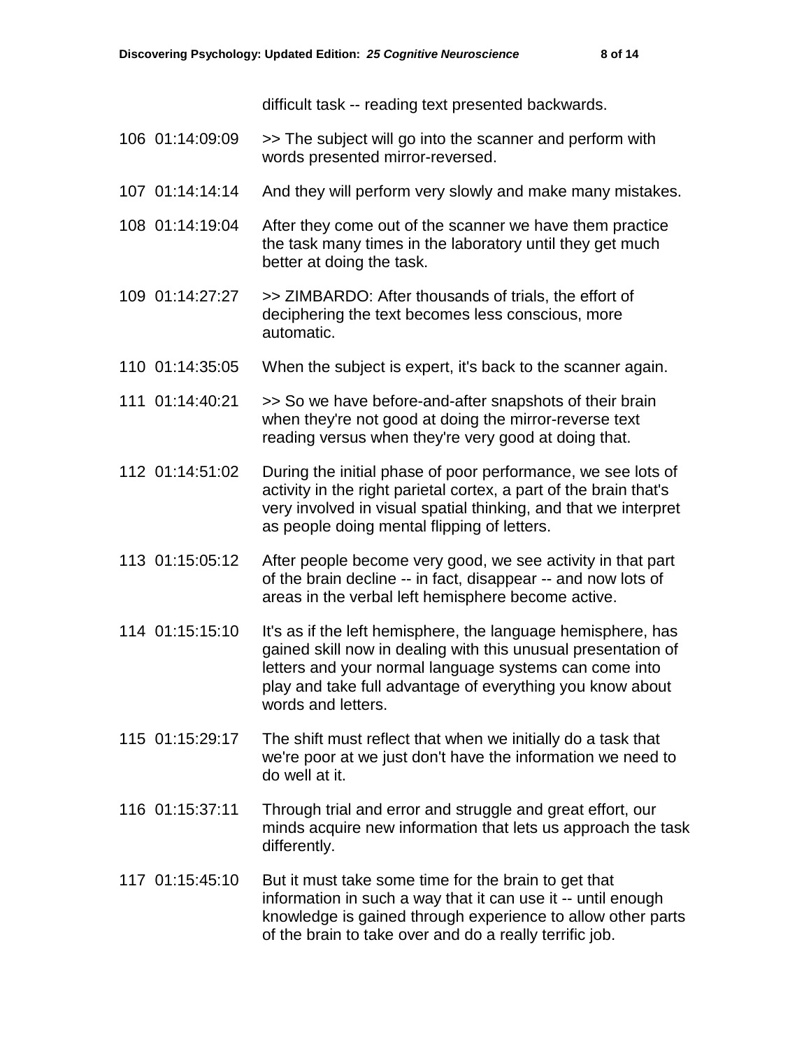difficult task -- reading text presented backwards.

106 01:14:09:09 >> The subject will go into the scanner and perform with words presented mirror-reversed.

107 01:14:14:14 And they will perform very slowly and make many mistakes.

108 01:14:19:04 After they come out of the scanner we have them practice the task many times in the laboratory until they get much better at doing the task.

109 01:14:27:27 >> ZIMBARDO: After thousands of trials, the effort of deciphering the text becomes less conscious, more automatic.

110 01:14:35:05 When the subject is expert, it's back to the scanner again.

111 01:14:40:21 >> So we have before-and-after snapshots of their brain when they're not good at doing the mirror-reverse text reading versus when they're very good at doing that.

112 01:14:51:02 During the initial phase of poor performance, we see lots of activity in the right parietal cortex, a part of the brain that's very involved in visual spatial thinking, and that we interpret as people doing mental flipping of letters.

113 01:15:05:12 After people become very good, we see activity in that part of the brain decline -- in fact, disappear -- and now lots of areas in the verbal left hemisphere become active.

114 01:15:15:10 It's as if the left hemisphere, the language hemisphere, has gained skill now in dealing with this unusual presentation of letters and your normal language systems can come into play and take full advantage of everything you know about words and letters.

115 01:15:29:17 The shift must reflect that when we initially do a task that we're poor at we just don't have the information we need to do well at it.

116 01:15:37:11 Through trial and error and struggle and great effort, our minds acquire new information that lets us approach the task differently.

117 01:15:45:10 But it must take some time for the brain to get that information in such a way that it can use it -- until enough knowledge is gained through experience to allow other parts of the brain to take over and do a really terrific job.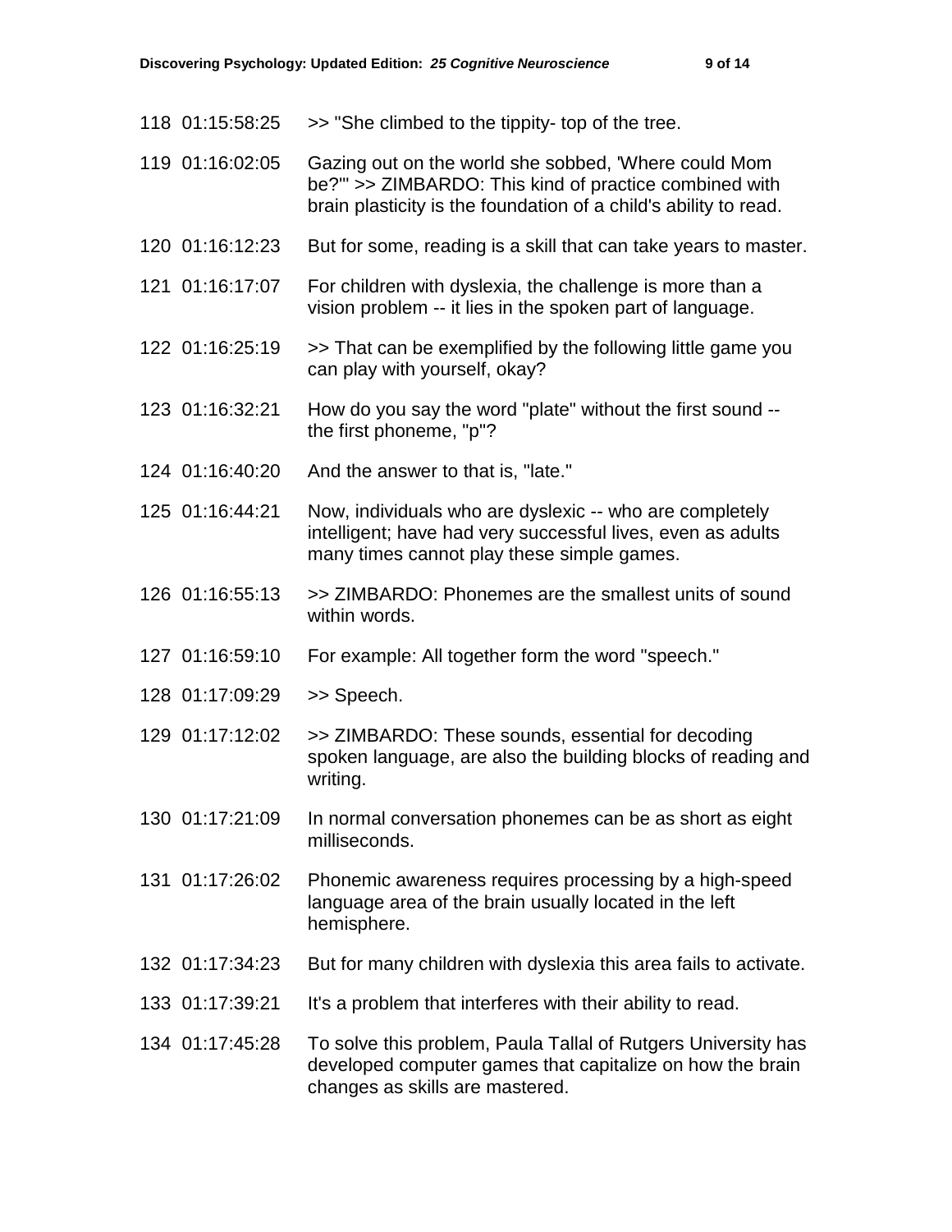| | | |
|---|---|---|
| 118 | 01:15:58:25 | >> "She climbed to the tippity- top of the tree. |
| 119 | 01:16:02:05 | Gazing out on the world she sobbed, 'Where could Mom be?'" >> ZIMBARDO: This kind of practice combined with brain plasticity is the foundation of a child's ability to read. |
| 120 | 01:16:12:23 | But for some, reading is a skill that can take years to master. |
| 121 | 01:16:17:07 | For children with dyslexia, the challenge is more than a vision problem -- it lies in the spoken part of language. |
| 122 | 01:16:25:19 | >> That can be exemplified by the following little game you can play with yourself, okay? |
| 123 | 01:16:32:21 | How do you say the word "plate" without the first sound -- the first phoneme, "p"? |
| 124 | 01:16:40:20 | And the answer to that is, "late." |
| 125 | 01:16:44:21 | Now, individuals who are dyslexic -- who are completely intelligent; have had very successful lives, even as adults many times cannot play these simple games. |
| 126 | 01:16:55:13 | >> ZIMBARDO: Phonemes are the smallest units of sound within words. |
| 127 | 01:16:59:10 | For example: All together form the word "speech." |
| 128 | 01:17:09:29 | >> Speech. |
| 129 | 01:17:12:02 | >> ZIMBARDO: These sounds, essential for decoding spoken language, are also the building blocks of reading and writing. |
| 130 | 01:17:21:09 | In normal conversation phonemes can be as short as eight milliseconds. |
| 131 | 01:17:26:02 | Phonemic awareness requires processing by a high-speed language area of the brain usually located in the left hemisphere. |
| 132 | 01:17:34:23 | But for many children with dyslexia this area fails to activate. |
| 133 | 01:17:39:21 | It's a problem that interferes with their ability to read. |
| 134 | 01:17:45:28 | To solve this problem, Paula Tallal of Rutgers University has developed computer games that capitalize on how the brain changes as skills are mastered. |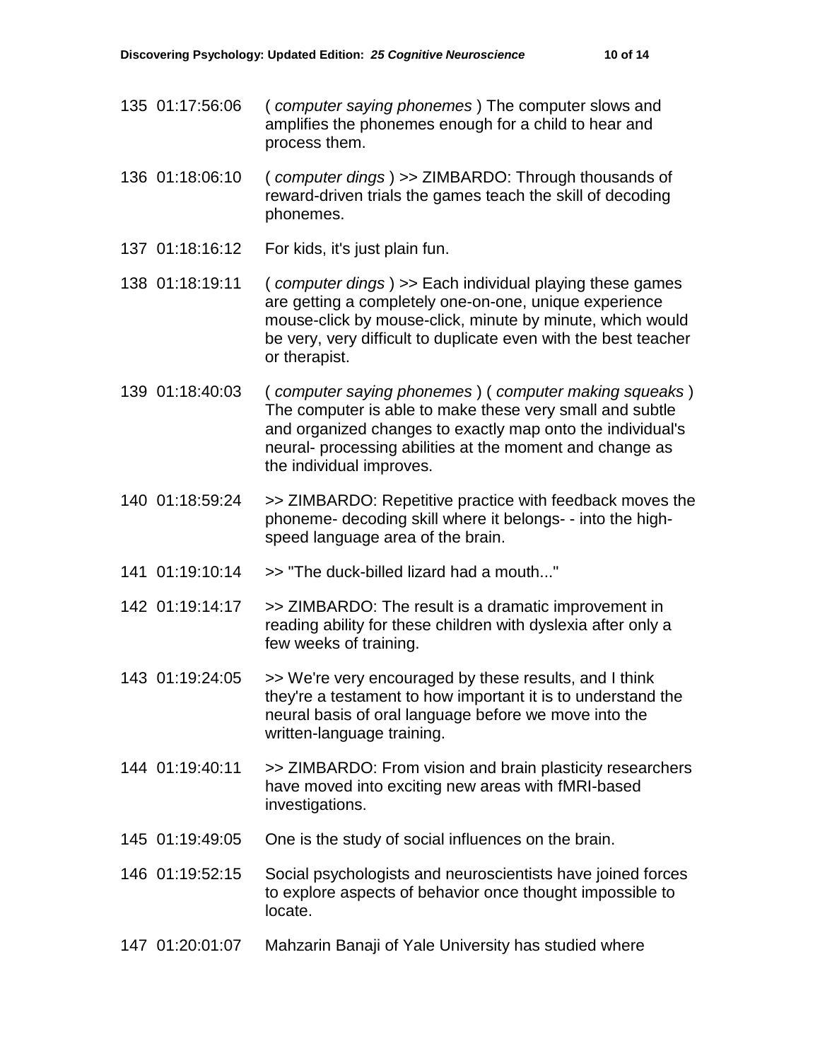135 01:17:56:06 ( *computer saying phonemes* ) The computer slows and amplifies the phonemes enough for a child to hear and process them.

136 01:18:06:10 ( *computer dings* ) >> ZIMBARDO: Through thousands of reward-driven trials the games teach the skill of decoding phonemes.

137 01:18:16:12 For kids, it's just plain fun.

138 01:18:19:11 ( *computer dings* ) >> Each individual playing these games are getting a completely one-on-one, unique experience mouse-click by mouse-click, minute by minute, which would be very, very difficult to duplicate even with the best teacher or therapist.

139 01:18:40:03 ( *computer saying phonemes* ) ( *computer making squeaks* ) The computer is able to make these very small and subtle and organized changes to exactly map onto the individual's neural- processing abilities at the moment and change as the individual improves.

140 01:18:59:24 >> ZIMBARDO: Repetitive practice with feedback moves the phoneme- decoding skill where it belongs- - into the high-speed language area of the brain.

141 01:19:10:14 >> "The duck-billed lizard had a mouth..."

142 01:19:14:17 >> ZIMBARDO: The result is a dramatic improvement in reading ability for these children with dyslexia after only a few weeks of training.

143 01:19:24:05 >> We're very encouraged by these results, and I think they're a testament to how important it is to understand the neural basis of oral language before we move into the written-language training.

144 01:19:40:11 >> ZIMBARDO: From vision and brain plasticity researchers have moved into exciting new areas with fMRI-based investigations.

145 01:19:49:05 One is the study of social influences on the brain.

146 01:19:52:15 Social psychologists and neuroscientists have joined forces to explore aspects of behavior once thought impossible to locate.

147 01:20:01:07 Mahzarin Banaji of Yale University has studied where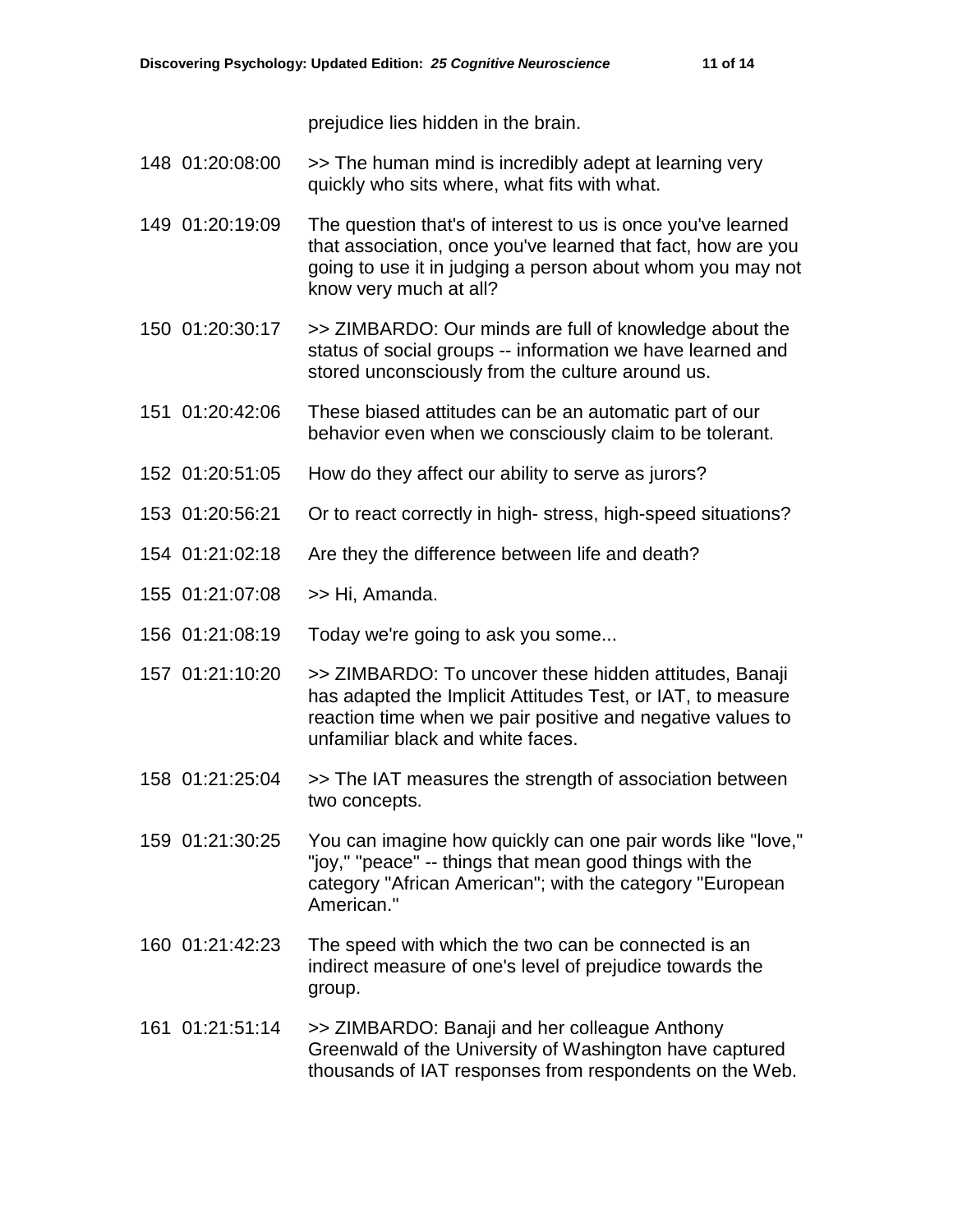prejudice lies hidden in the brain.

148 01:20:08:00 >> The human mind is incredibly adept at learning very quickly who sits where, what fits with what.

149 01:20:19:09 The question that's of interest to us is once you've learned that association, once you've learned that fact, how are you going to use it in judging a person about whom you may not know very much at all?

150 01:20:30:17 >> ZIMBARDO: Our minds are full of knowledge about the status of social groups -- information we have learned and stored unconsciously from the culture around us.

151 01:20:42:06 These biased attitudes can be an automatic part of our behavior even when we consciously claim to be tolerant.

152 01:20:51:05 How do they affect our ability to serve as jurors?

153 01:20:56:21 Or to react correctly in high- stress, high-speed situations?

154 01:21:02:18 Are they the difference between life and death?

155 01:21:07:08 >> Hi, Amanda.

156 01:21:08:19 Today we're going to ask you some...

157 01:21:10:20 >> ZIMBARDO: To uncover these hidden attitudes, Banaji has adapted the Implicit Attitudes Test, or IAT, to measure reaction time when we pair positive and negative values to unfamiliar black and white faces.

158 01:21:25:04 >> The IAT measures the strength of association between two concepts.

159 01:21:30:25 You can imagine how quickly can one pair words like "love," "joy," "peace" -- things that mean good things with the category "African American"; with the category "European American."

160 01:21:42:23 The speed with which the two can be connected is an indirect measure of one's level of prejudice towards the group.

161 01:21:51:14 >> ZIMBARDO: Banaji and her colleague Anthony Greenwald of the University of Washington have captured thousands of IAT responses from respondents on the Web.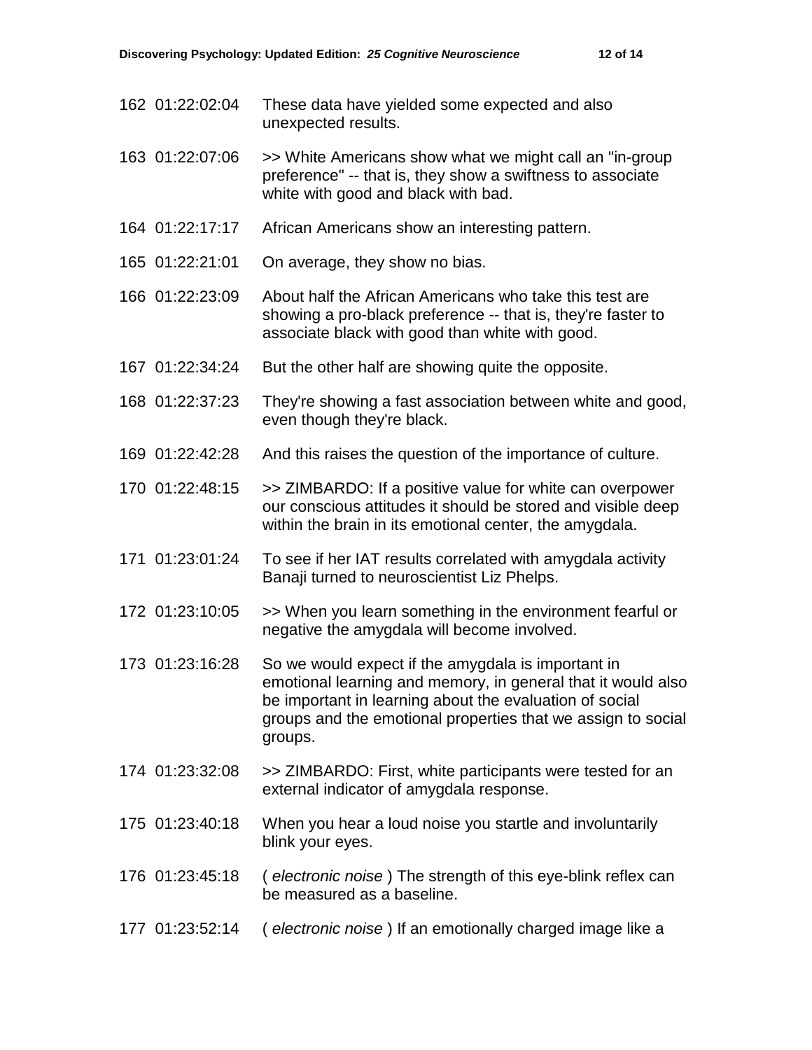162 01:22:02:04 These data have yielded some expected and also unexpected results.

163 01:22:07:06 >> White Americans show what we might call an "in-group preference" -- that is, they show a swiftness to associate white with good and black with bad.

164 01:22:17:17 African Americans show an interesting pattern.

165 01:22:21:01 On average, they show no bias.

166 01:22:23:09 About half the African Americans who take this test are showing a pro-black preference -- that is, they're faster to associate black with good than white with good.

167 01:22:34:24 But the other half are showing quite the opposite.

168 01:22:37:23 They're showing a fast association between white and good, even though they're black.

169 01:22:42:28 And this raises the question of the importance of culture.

170 01:22:48:15 >> ZIMBARDO: If a positive value for white can overpower our conscious attitudes it should be stored and visible deep within the brain in its emotional center, the amygdala.

171 01:23:01:24 To see if her IAT results correlated with amygdala activity Banaji turned to neuroscientist Liz Phelps.

172 01:23:10:05 >> When you learn something in the environment fearful or negative the amygdala will become involved.

173 01:23:16:28 So we would expect if the amygdala is important in emotional learning and memory, in general that it would also be important in learning about the evaluation of social groups and the emotional properties that we assign to social groups.

174 01:23:32:08 >> ZIMBARDO: First, white participants were tested for an external indicator of amygdala response.

175 01:23:40:18 When you hear a loud noise you startle and involuntarily blink your eyes.

176 01:23:45:18 ( *electronic noise* ) The strength of this eye-blink reflex can be measured as a baseline.

177 01:23:52:14 ( *electronic noise* ) If an emotionally charged image like a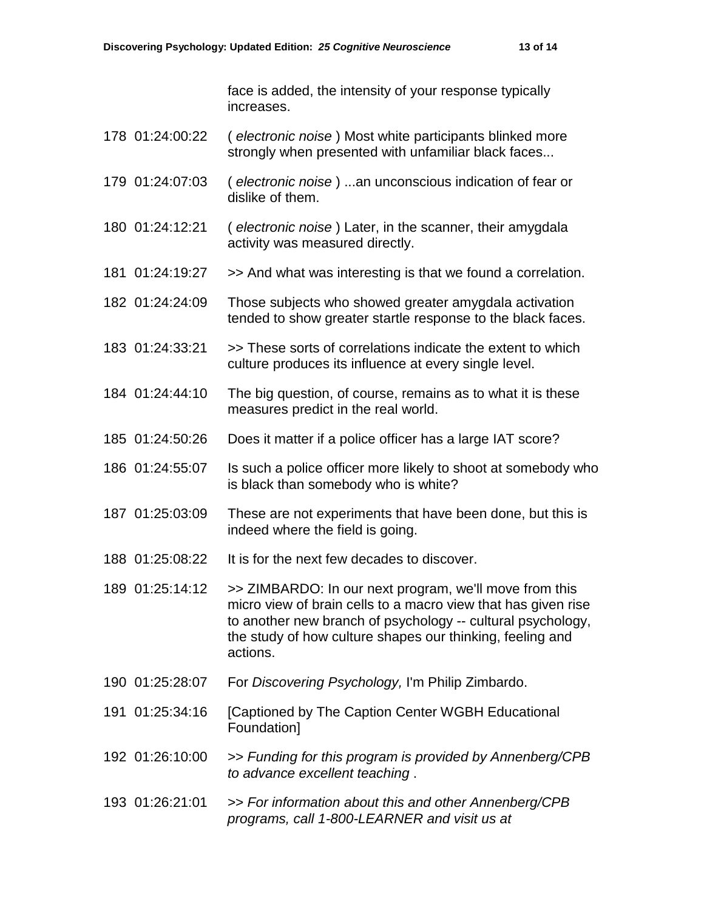face is added, the intensity of your response typically increases.

178 01:24:00:22 ( *electronic noise* ) Most white participants blinked more strongly when presented with unfamiliar black faces...

179 01:24:07:03 ( *electronic noise* ) ...an unconscious indication of fear or dislike of them.

180 01:24:12:21 ( *electronic noise* ) Later, in the scanner, their amygdala activity was measured directly.

181 01:24:19:27 >> And what was interesting is that we found a correlation.

182 01:24:24:09 Those subjects who showed greater amygdala activation tended to show greater startle response to the black faces.

183 01:24:33:21 >> These sorts of correlations indicate the extent to which culture produces its influence at every single level.

184 01:24:44:10 The big question, of course, remains as to what it is these measures predict in the real world.

185 01:24:50:26 Does it matter if a police officer has a large IAT score?

186 01:24:55:07 Is such a police officer more likely to shoot at somebody who is black than somebody who is white?

187 01:25:03:09 These are not experiments that have been done, but this is indeed where the field is going.

188 01:25:08:22 It is for the next few decades to discover.

189 01:25:14:12 >> ZIMBARDO: In our next program, we'll move from this micro view of brain cells to a macro view that has given rise to another new branch of psychology -- cultural psychology, the study of how culture shapes our thinking, feeling and actions.

190 01:25:28:07 For *Discovering Psychology,* I'm Philip Zimbardo.

191 01:25:34:16 [Captioned by The Caption Center WGBH Educational Foundation]

192 01:26:10:00 >> *Funding for this program is provided by Annenberg/CPB to advance excellent teaching* .

193 01:26:21:01 >> *For information about this and other Annenberg/CPB programs, call 1-800-LEARNER and visit us at*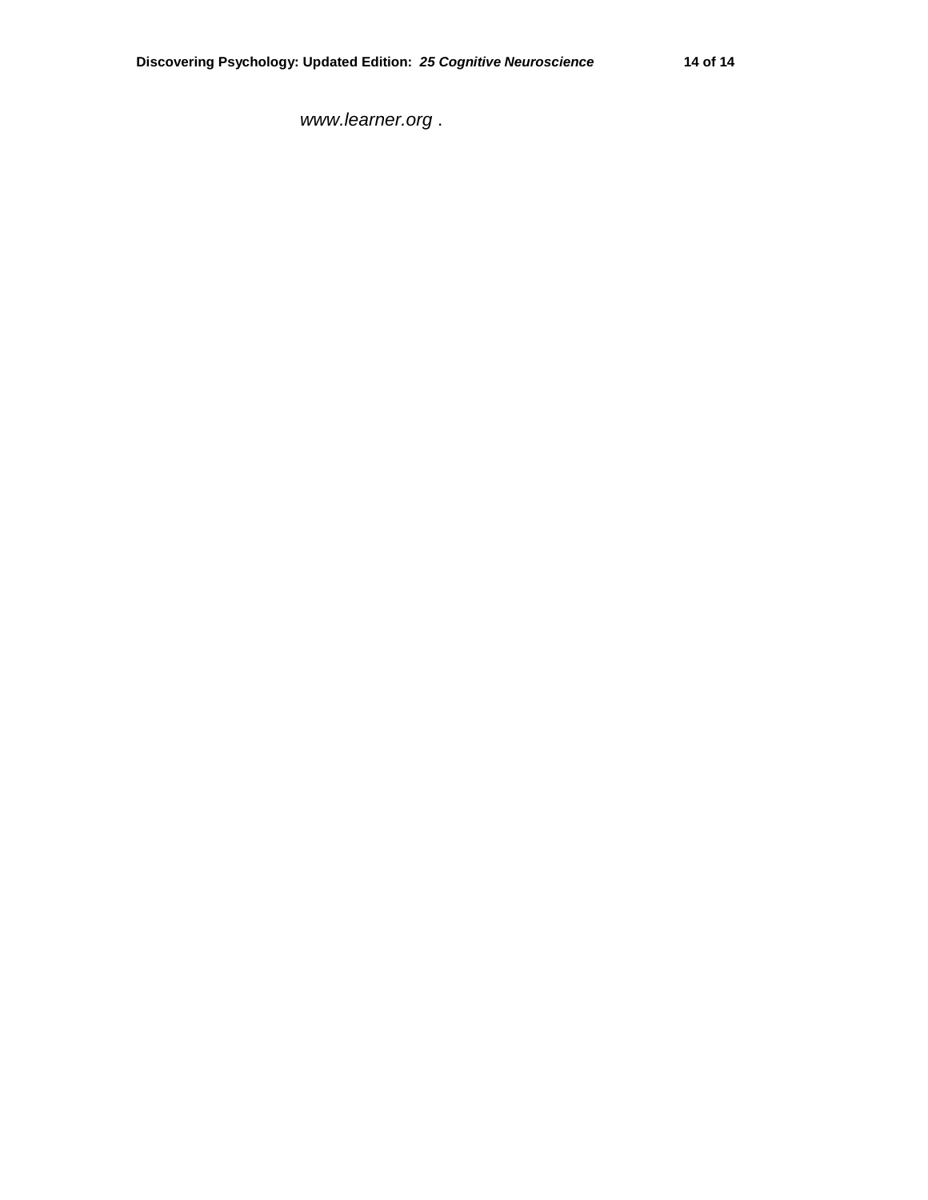*www.learner.org* .